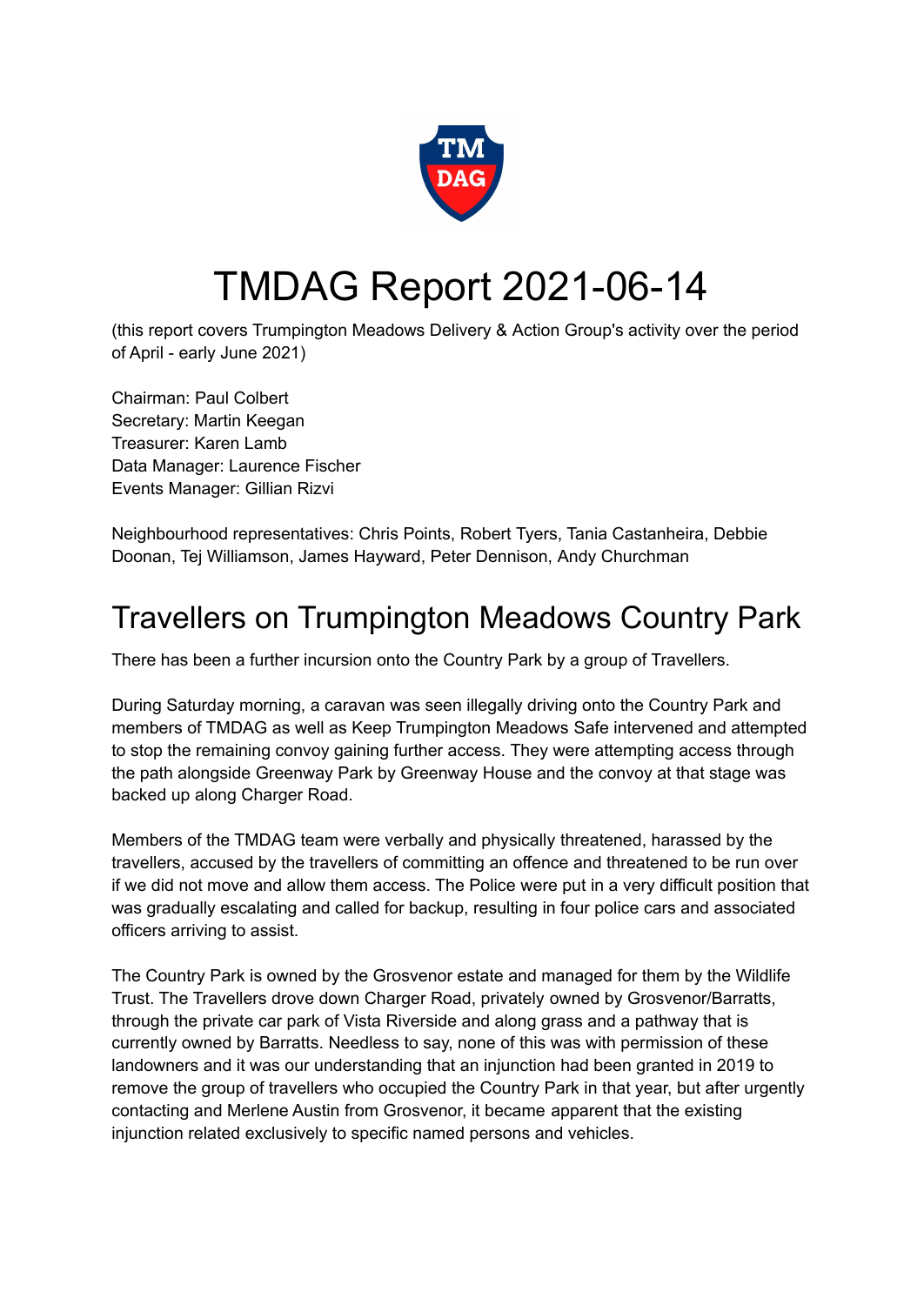# TMDAG Report 2021-06-14

(this report covers Trumpington Meadows Delivery & Action Group's activity over the period of April - early June 2021)

Chairman: Paul Colbert
Secretary: Martin Keegan
Treasurer: Karen Lamb
Data Manager: Laurence Fischer
Events Manager: Gillian Rizvi

Neighbourhood representatives: Chris Points, Robert Tyers, Tania Castanheira, Debbie Doonan, Tej Williamson, James Hayward, Peter Dennison, Andy Churchman

## Travellers on Trumpington Meadows Country Park

There has been a further incursion onto the Country Park by a group of Travellers.

During Saturday morning, a caravan was seen illegally driving onto the Country Park and members of TMDAG as well as Keep Trumpington Meadows Safe intervened and attempted to stop the remaining convoy gaining further access. They were attempting access through the path alongside Greenway Park by Greenway House and the convoy at that stage was backed up along Charger Road.

Members of the TMDAG team were verbally and physically threatened, harassed by the travellers, accused by the travellers of committing an offence and threatened to be run over if we did not move and allow them access. The Police were put in a very difficult position that was gradually escalating and called for backup, resulting in four police cars and associated officers arriving to assist.

The Country Park is owned by the Grosvenor estate and managed for them by the Wildlife Trust. The Travellers drove down Charger Road, privately owned by Grosvenor/Barratts, through the private car park of Vista Riverside and along grass and a pathway that is currently owned by Barratts. Needless to say, none of this was with permission of these landowners and it was our understanding that an injunction had been granted in 2019 to remove the group of travellers who occupied the Country Park in that year, but after urgently contacting and Merlene Austin from Grosvenor, it became apparent that the existing injunction related exclusively to specific named persons and vehicles.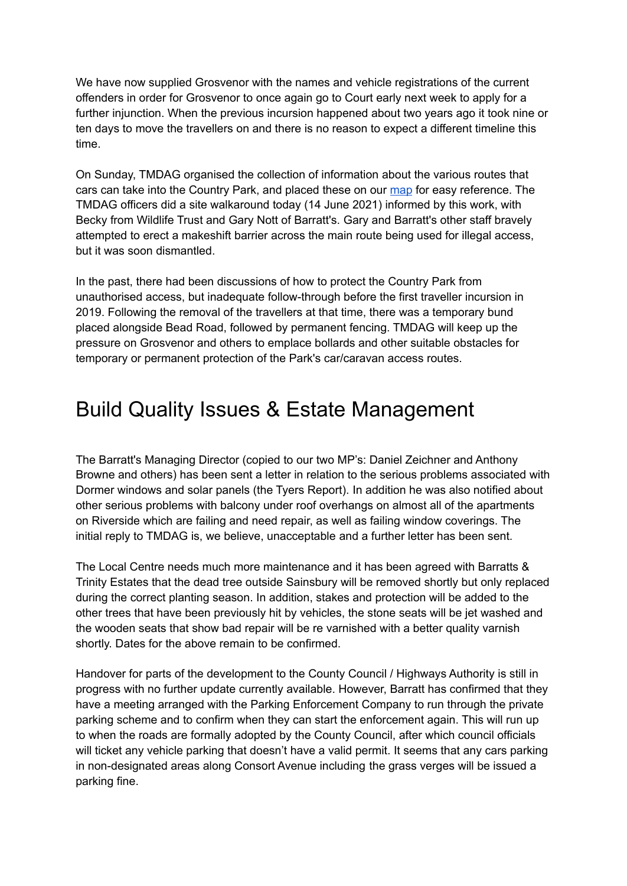We have now supplied Grosvenor with the names and vehicle registrations of the current offenders in order for Grosvenor to once again go to Court early next week to apply for a further injunction. When the previous incursion happened about two years ago it took nine or ten days to move the travellers on and there is no reason to expect a different timeline this time.

On Sunday, TMDAG organised the collection of information about the various routes that cars can take into the Country Park, and placed these on our map for easy reference. The TMDAG officers did a site walkaround today (14 June 2021) informed by this work, with Becky from Wildlife Trust and Gary Nott of Barratt's. Gary and Barratt's other staff bravely attempted to erect a makeshift barrier across the main route being used for illegal access, but it was soon dismantled.

In the past, there had been discussions of how to protect the Country Park from unauthorised access, but inadequate follow-through before the first traveller incursion in 2019. Following the removal of the travellers at that time, there was a temporary bund placed alongside Bead Road, followed by permanent fencing. TMDAG will keep up the pressure on Grosvenor and others to emplace bollards and other suitable obstacles for temporary or permanent protection of the Park's car/caravan access routes.

# Build Quality Issues & Estate Management

The Barratt's Managing Director (copied to our two MP's: Daniel Zeichner and Anthony Browne and others) has been sent a letter in relation to the serious problems associated with Dormer windows and solar panels (the Tyers Report). In addition he was also notified about other serious problems with balcony under roof overhangs on almost all of the apartments on Riverside which are failing and need repair, as well as failing window coverings. The initial reply to TMDAG is, we believe, unacceptable and a further letter has been sent.

The Local Centre needs much more maintenance and it has been agreed with Barratts & Trinity Estates that the dead tree outside Sainsbury will be removed shortly but only replaced during the correct planting season. In addition, stakes and protection will be added to the other trees that have been previously hit by vehicles, the stone seats will be jet washed and the wooden seats that show bad repair will be re varnished with a better quality varnish shortly. Dates for the above remain to be confirmed.

Handover for parts of the development to the County Council / Highways Authority is still in progress with no further update currently available. However, Barratt has confirmed that they have a meeting arranged with the Parking Enforcement Company to run through the private parking scheme and to confirm when they can start the enforcement again. This will run up to when the roads are formally adopted by the County Council, after which council officials will ticket any vehicle parking that doesn't have a valid permit. It seems that any cars parking in non-designated areas along Consort Avenue including the grass verges will be issued a parking fine.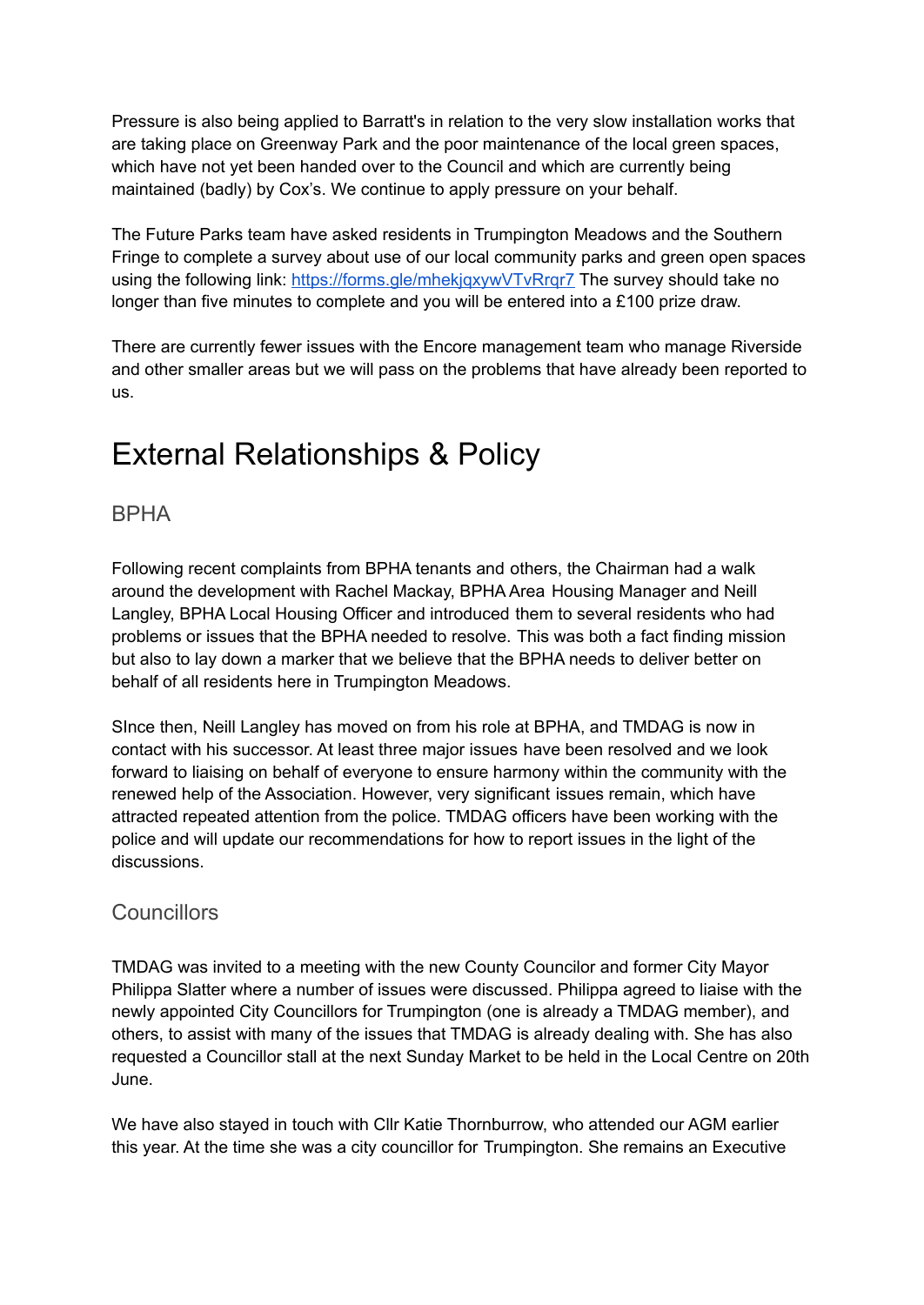Pressure is also being applied to Barratt's in relation to the very slow installation works that are taking place on Greenway Park and the poor maintenance of the local green spaces, which have not yet been handed over to the Council and which are currently being maintained (badly) by Cox's. We continue to apply pressure on your behalf.

The Future Parks team have asked residents in Trumpington Meadows and the Southern Fringe to complete a survey about use of our local community parks and green open spaces using the following link: [https://forms.gle/mhekjqxywVTvRrqr7](https://forms.gle/mhekjqxywVTvRrqr7) The survey should take no longer than five minutes to complete and you will be entered into a £100 prize draw.

There are currently fewer issues with the Encore management team who manage Riverside and other smaller areas but we will pass on the problems that have already been reported to us.

# External Relationships & Policy

## BPHA

Following recent complaints from BPHA tenants and others, the Chairman had a walk around the development with Rachel Mackay, BPHA Area Housing Manager and Neill Langley, BPHA Local Housing Officer and introduced them to several residents who had problems or issues that the BPHA needed to resolve. This was both a fact finding mission but also to lay down a marker that we believe that the BPHA needs to deliver better on behalf of all residents here in Trumpington Meadows.

SInce then, Neill Langley has moved on from his role at BPHA, and TMDAG is now in contact with his successor. At least three major issues have been resolved and we look forward to liaising on behalf of everyone to ensure harmony within the community with the renewed help of the Association. However, very significant issues remain, which have attracted repeated attention from the police. TMDAG officers have been working with the police and will update our recommendations for how to report issues in the light of the discussions.

## Councillors

TMDAG was invited to a meeting with the new County Councilor and former City Mayor Philippa Slatter where a number of issues were discussed. Philippa agreed to liaise with the newly appointed City Councillors for Trumpington (one is already a TMDAG member), and others, to assist with many of the issues that TMDAG is already dealing with. She has also requested a Councillor stall at the next Sunday Market to be held in the Local Centre on 20th June.

We have also stayed in touch with Cllr Katie Thornburrow, who attended our AGM earlier this year. At the time she was a city councillor for Trumpington. She remains an Executive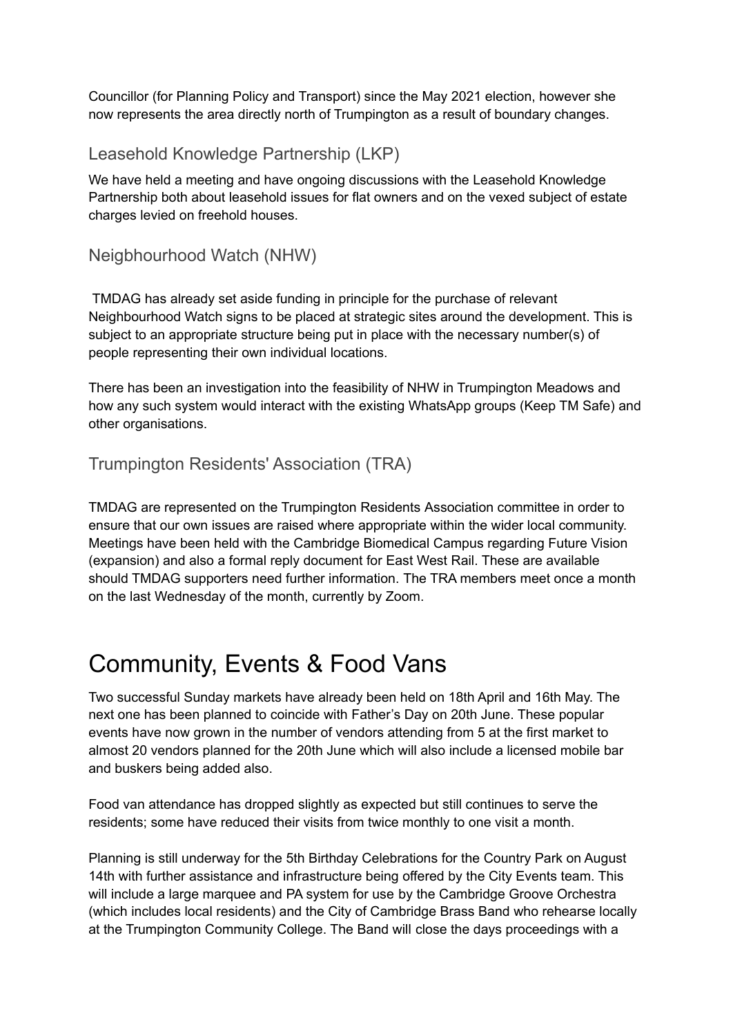Councillor (for Planning Policy and Transport) since the May 2021 election, however she now represents the area directly north of Trumpington as a result of boundary changes.

### Leasehold Knowledge Partnership (LKP)

We have held a meeting and have ongoing discussions with the Leasehold Knowledge Partnership both about leasehold issues for flat owners and on the vexed subject of estate charges levied on freehold houses.

### Neigbhourhood Watch (NHW)

TMDAG has already set aside funding in principle for the purchase of relevant Neighbourhood Watch signs to be placed at strategic sites around the development. This is subject to an appropriate structure being put in place with the necessary number(s) of people representing their own individual locations.

There has been an investigation into the feasibility of NHW in Trumpington Meadows and how any such system would interact with the existing WhatsApp groups (Keep TM Safe) and other organisations.

### Trumpington Residents' Association (TRA)

TMDAG are represented on the Trumpington Residents Association committee in order to ensure that our own issues are raised where appropriate within the wider local community. Meetings have been held with the Cambridge Biomedical Campus regarding Future Vision (expansion) and also a formal reply document for East West Rail. These are available should TMDAG supporters need further information. The TRA members meet once a month on the last Wednesday of the month, currently by Zoom.

# Community, Events & Food Vans

Two successful Sunday markets have already been held on 18th April and 16th May. The next one has been planned to coincide with Father's Day on 20th June. These popular events have now grown in the number of vendors attending from 5 at the first market to almost 20 vendors planned for the 20th June which will also include a licensed mobile bar and buskers being added also.

Food van attendance has dropped slightly as expected but still continues to serve the residents; some have reduced their visits from twice monthly to one visit a month.

Planning is still underway for the 5th Birthday Celebrations for the Country Park on August 14th with further assistance and infrastructure being offered by the City Events team. This will include a large marquee and PA system for use by the Cambridge Groove Orchestra (which includes local residents) and the City of Cambridge Brass Band who rehearse locally at the Trumpington Community College. The Band will close the days proceedings with a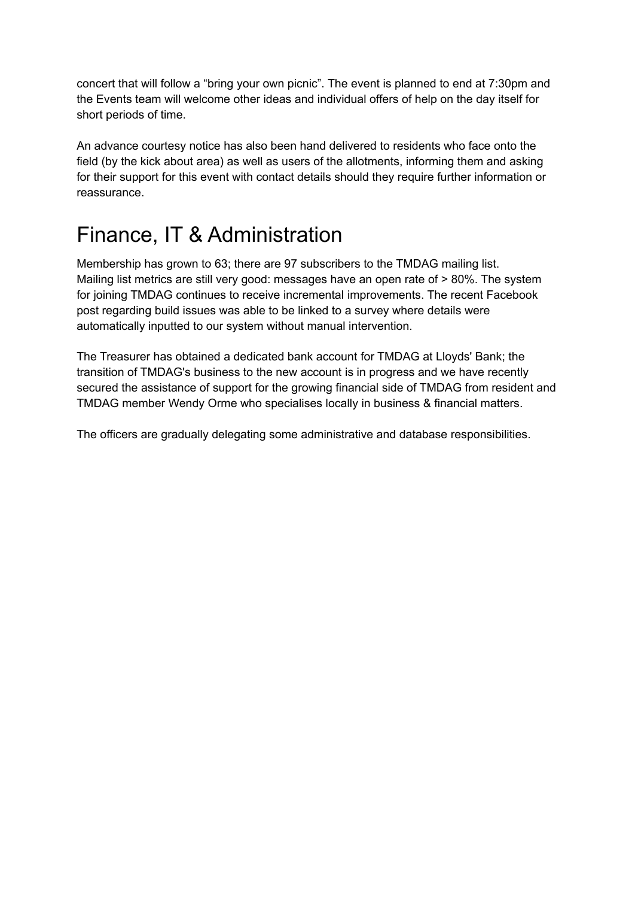concert that will follow a "bring your own picnic". The event is planned to end at 7:30pm and the Events team will welcome other ideas and individual offers of help on the day itself for short periods of time.

An advance courtesy notice has also been hand delivered to residents who face onto the field (by the kick about area) as well as users of the allotments, informing them and asking for their support for this event with contact details should they require further information or reassurance.

# Finance, IT & Administration

Membership has grown to 63; there are 97 subscribers to the TMDAG mailing list. Mailing list metrics are still very good: messages have an open rate of > 80%. The system for joining TMDAG continues to receive incremental improvements. The recent Facebook post regarding build issues was able to be linked to a survey where details were automatically inputted to our system without manual intervention.

The Treasurer has obtained a dedicated bank account for TMDAG at Lloyds' Bank; the transition of TMDAG's business to the new account is in progress and we have recently secured the assistance of support for the growing financial side of TMDAG from resident and TMDAG member Wendy Orme who specialises locally in business & financial matters.

The officers are gradually delegating some administrative and database responsibilities.